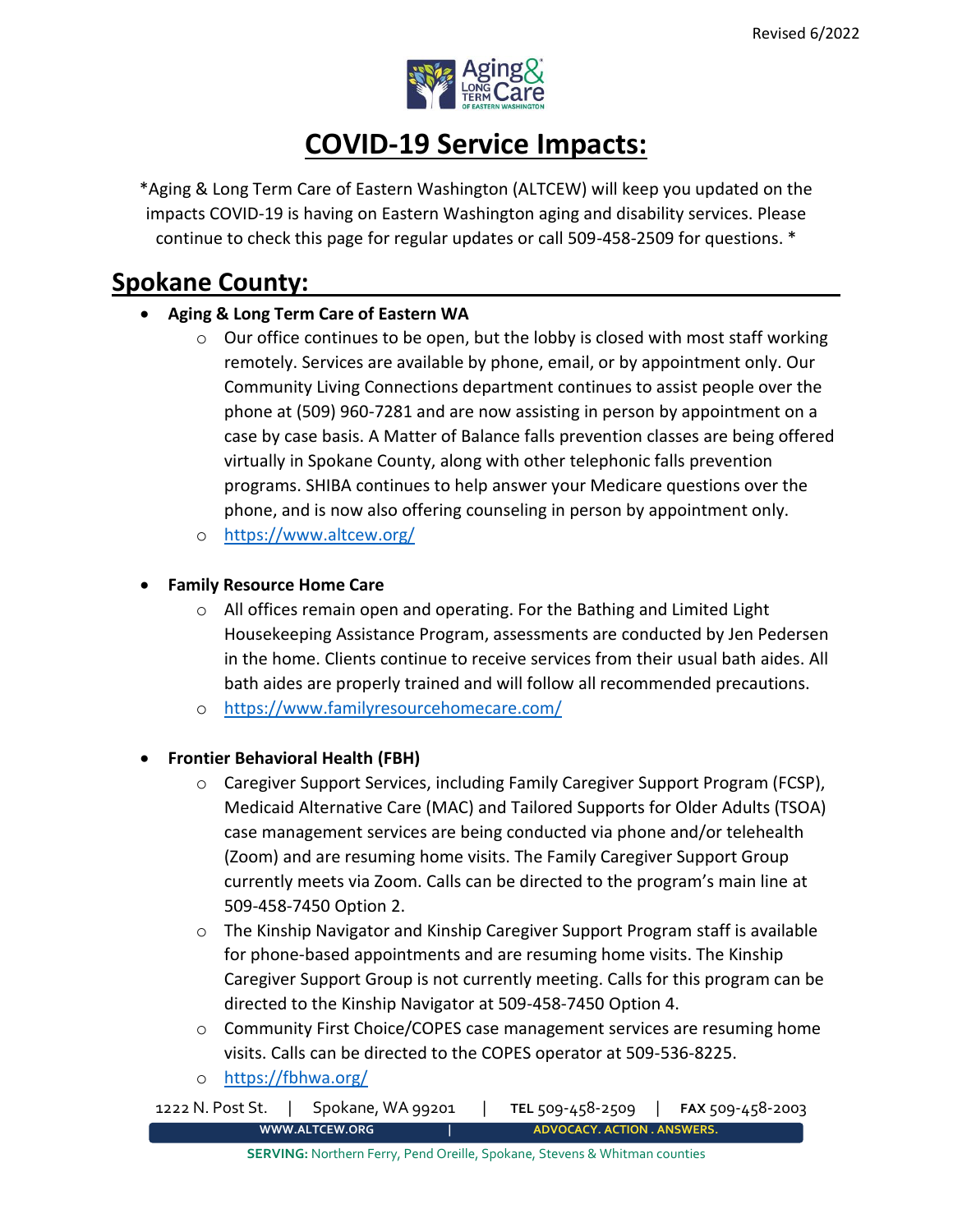Revised 6/2022

# COVID-19 Service Impacts:

*Aging & Long Term Care of Eastern Washington (ALTCEW) will keep you updated on the impacts COVID-19 is having on Eastern Washington aging and disability services. Please continue to check this page for regular updates or call 509-458-2509 for questions. *

## Spokane County:

- **Aging & Long Term Care of Eastern WA**
  - Our office continues to be open, but the lobby is closed with most staff working remotely. Services are available by phone, email, or by appointment only. Our Community Living Connections department continues to assist people over the phone at (509) 960-7281 and are now assisting in person by appointment on a case by case basis. A Matter of Balance falls prevention classes are being offered virtually in Spokane County, along with other telephonic falls prevention programs. SHIBA continues to help answer your Medicare questions over the phone, and is now also offering counseling in person by appointment only.
  - https://www.altcew.org/

- **Family Resource Home Care**
  - All offices remain open and operating. For the Bathing and Limited Light Housekeeping Assistance Program, assessments are conducted by Jen Pedersen in the home. Clients continue to receive services from their usual bath aides. All bath aides are properly trained and will follow all recommended precautions.
  - https://www.familyresourcehomecare.com/

- **Frontier Behavioral Health (FBH)**
  - Caregiver Support Services, including Family Caregiver Support Program (FCSP), Medicaid Alternative Care (MAC) and Tailored Supports for Older Adults (TSOA) case management services are being conducted via phone and/or telehealth (Zoom) and are resuming home visits. The Family Caregiver Support Group currently meets via Zoom. Calls can be directed to the program's main line at 509-458-7450 Option 2.
  - The Kinship Navigator and Kinship Caregiver Support Program staff is available for phone-based appointments and are resuming home visits. The Kinship Caregiver Support Group is not currently meeting. Calls for this program can be directed to the Kinship Navigator at 509-458-7450 Option 4.
  - Community First Choice/COPES case management services are resuming home visits. Calls can be directed to the COPES operator at 509-536-8225.
  - https://fbhwa.org/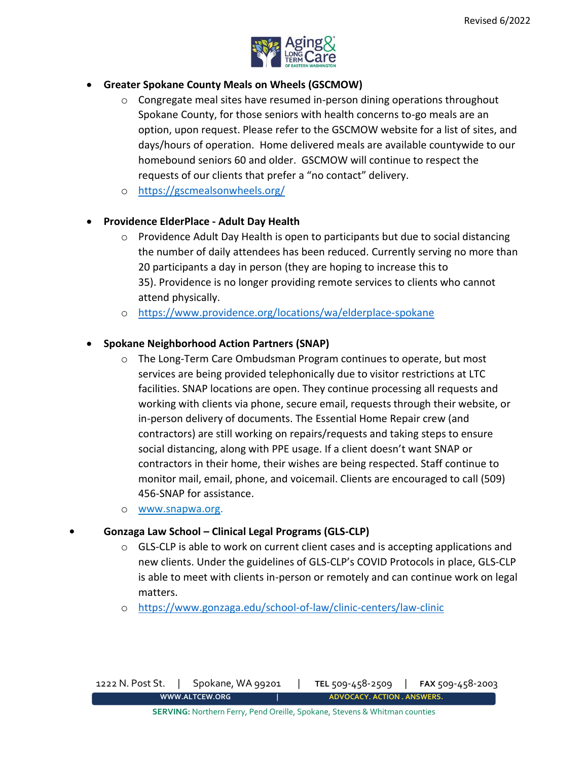- **Greater Spokane County Meals on Wheels (GSCMOW)**
  - Congregate meal sites have resumed in-person dining operations throughout Spokane County, for those seniors with health concerns to-go meals are an option, upon request. Please refer to the GSCMOW website for a list of sites, and days/hours of operation. Home delivered meals are available countywide to our homebound seniors 60 and older. GSCMOW will continue to respect the requests of our clients that prefer a "no contact" delivery.
  - https://gscmealsonwheels.org/

- **Providence ElderPlace - Adult Day Health**
  - Providence Adult Day Health is open to participants but due to social distancing the number of daily attendees has been reduced. Currently serving no more than 20 participants a day in person (they are hoping to increase this to 35). Providence is no longer providing remote services to clients who cannot attend physically.
  - https://www.providence.org/locations/wa/elderplace-spokane

- **Spokane Neighborhood Action Partners (SNAP)**
  - The Long-Term Care Ombudsman Program continues to operate, but most services are being provided telephonically due to visitor restrictions at LTC facilities. SNAP locations are open. They continue processing all requests and working with clients via phone, secure email, requests through their website, or in-person delivery of documents. The Essential Home Repair crew (and contractors) are still working on repairs/requests and taking steps to ensure social distancing, along with PPE usage. If a client doesn't want SNAP or contractors in their home, their wishes are being respected. Staff continue to monitor mail, email, phone, and voicemail. Clients are encouraged to call (509) 456-SNAP for assistance.
  - www.snapwa.org.

- **Gonzaga Law School – Clinical Legal Programs (GLS-CLP)**
  - GLS-CLP is able to work on current client cases and is accepting applications and new clients. Under the guidelines of GLS-CLP's COVID Protocols in place, GLS-CLP is able to meet with clients in-person or remotely and can continue work on legal matters.
  - https://www.gonzaga.edu/school-of-law/clinic-centers/law-clinic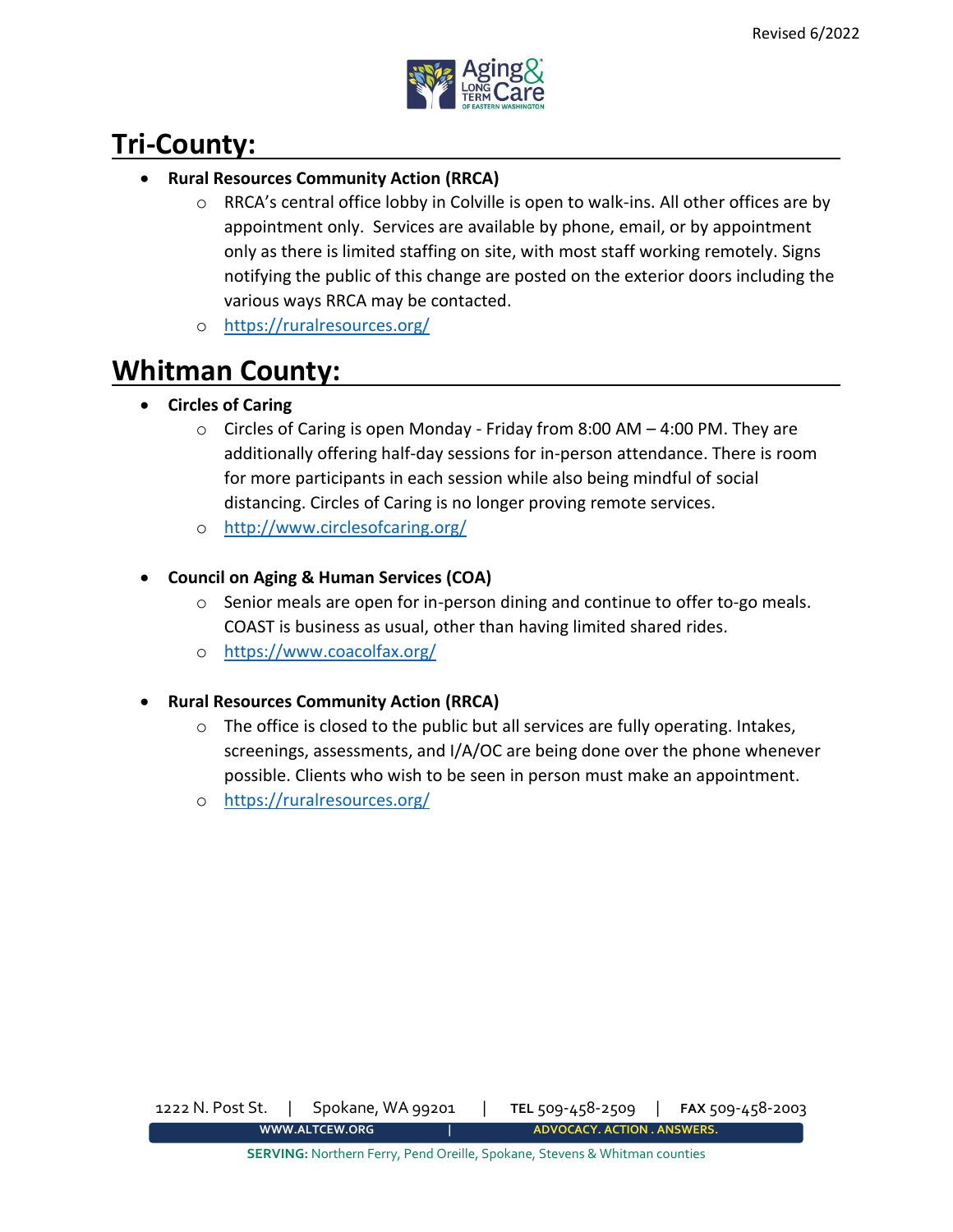## Tri-County:

- **Rural Resources Community Action (RRCA)**
  - RRCA's central office lobby in Colville is open to walk-ins. All other offices are by appointment only. Services are available by phone, email, or by appointment only as there is limited staffing on site, with most staff working remotely. Signs notifying the public of this change are posted on the exterior doors including the various ways RRCA may be contacted.
  - https://ruralresources.org/

## Whitman County:

- **Circles of Caring**
  - Circles of Caring is open Monday - Friday from 8:00 AM – 4:00 PM. They are additionally offering half-day sessions for in-person attendance. There is room for more participants in each session while also being mindful of social distancing. Circles of Caring is no longer proving remote services.
  - http://www.circlesofcaring.org/

- **Council on Aging & Human Services (COA)**
  - Senior meals are open for in-person dining and continue to offer to-go meals. COAST is business as usual, other than having limited shared rides.
  - https://www.coacolfax.org/

- **Rural Resources Community Action (RRCA)**
  - The office is closed to the public but all services are fully operating. Intakes, screenings, assessments, and I/A/OC are being done over the phone whenever possible. Clients who wish to be seen in person must make an appointment.
  - https://ruralresources.org/